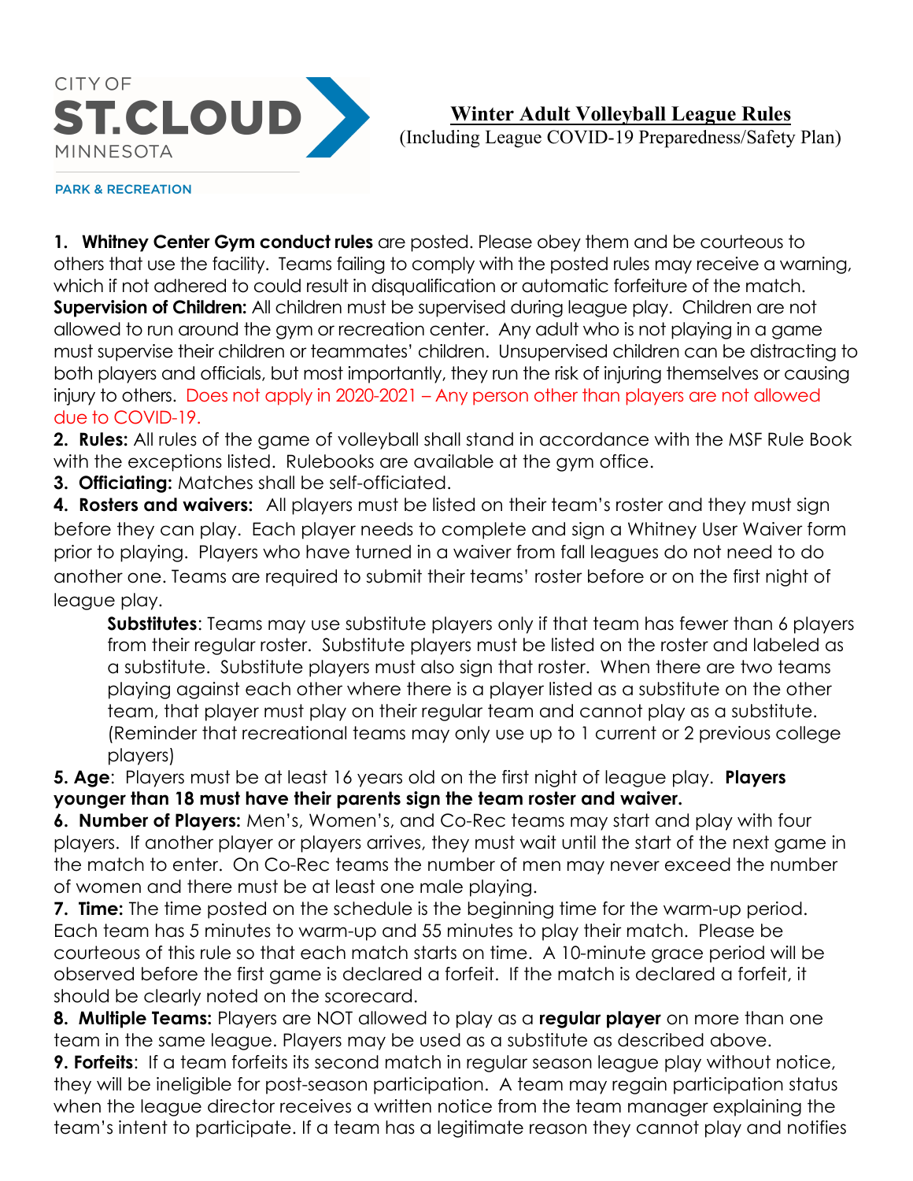CITY OF
ST. CLOUD
MINNESOTA
PARK & RECREATION

# Winter Adult Volleyball League Rules

(Including League COVID-19 Preparedness/Safety Plan)

**1. Whitney Center Gym conduct rules** are posted. Please obey them and be courteous to others that use the facility. Teams failing to comply with the posted rules may receive a warning, which if not adhered to could result in disqualification or automatic forfeiture of the match.

**Supervision of Children:** All children must be supervised during league play. Children are not allowed to run around the gym or recreation center. Any adult who is not playing in a game must supervise their children or teammates' children. Unsupervised children can be distracting to both players and officials, but most importantly, they run the risk of injuring themselves or causing injury to others. Does not apply in 2020-2021 – Any person other than players are not allowed due to COVID-19.

**2. Rules:** All rules of the game of volleyball shall stand in accordance with the MSF Rule Book with the exceptions listed. Rulebooks are available at the gym office.

**3. Officiating:** Matches shall be self-officiated.

**4. Rosters and waivers:** All players must be listed on their team's roster and they must sign before they can play. Each player needs to complete and sign a Whitney User Waiver form prior to playing. Players who have turned in a waiver from fall leagues do not need to do another one. Teams are required to submit their teams' roster before or on the first night of league play.

> **Substitutes**: Teams may use substitute players only if that team has fewer than 6 players from their regular roster. Substitute players must be listed on the roster and labeled as a substitute. Substitute players must also sign that roster. When there are two teams playing against each other where there is a player listed as a substitute on the other team, that player must play on their regular team and cannot play as a substitute. (Reminder that recreational teams may only use up to 1 current or 2 previous college players)

**5. Age**: Players must be at least 16 years old on the first night of league play. **Players younger than 18 must have their parents sign the team roster and waiver.**

**6. Number of Players:** Men's, Women's, and Co-Rec teams may start and play with four players. If another player or players arrives, they must wait until the start of the next game in the match to enter. On Co-Rec teams the number of men may never exceed the number of women and there must be at least one male playing.

**7. Time:** The time posted on the schedule is the beginning time for the warm-up period. Each team has 5 minutes to warm-up and 55 minutes to play their match. Please be courteous of this rule so that each match starts on time. A 10-minute grace period will be observed before the first game is declared a forfeit. If the match is declared a forfeit, it should be clearly noted on the scorecard.

**8. Multiple Teams:** Players are NOT allowed to play as a **regular player** on more than one team in the same league. Players may be used as a substitute as described above.

**9. Forfeits**: If a team forfeits its second match in regular season league play without notice, they will be ineligible for post-season participation. A team may regain participation status when the league director receives a written notice from the team manager explaining the team's intent to participate. If a team has a legitimate reason they cannot play and notifies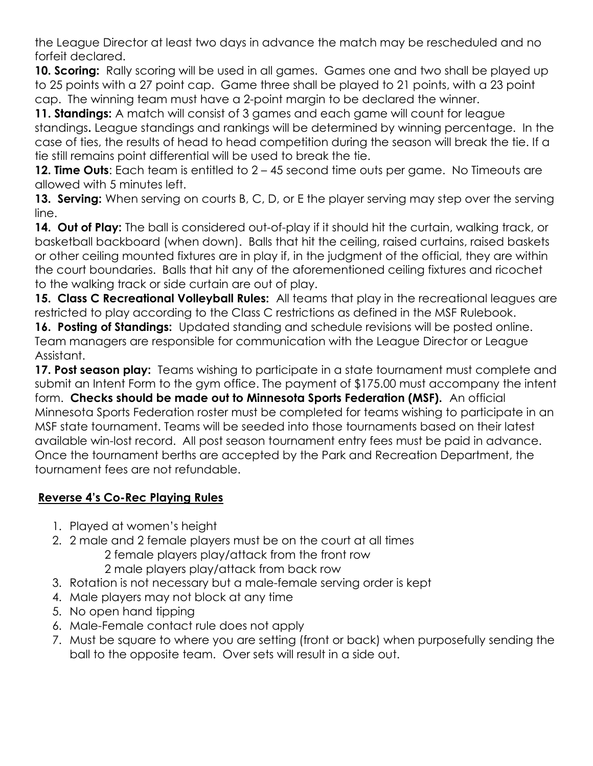the League Director at least two days in advance the match may be rescheduled and no forfeit declared.

**10. Scoring:** Rally scoring will be used in all games. Games one and two shall be played up to 25 points with a 27 point cap. Game three shall be played to 21 points, with a 23 point cap. The winning team must have a 2-point margin to be declared the winner.

**11. Standings:** A match will consist of 3 games and each game will count for league standings**.** League standings and rankings will be determined by winning percentage. In the case of ties, the results of head to head competition during the season will break the tie. If a tie still remains point differential will be used to break the tie.

**12. Time Outs**: Each team is entitled to 2 – 45 second time outs per game. No Timeouts are allowed with 5 minutes left.

**13. Serving:** When serving on courts B, C, D, or E the player serving may step over the serving line.

**14. Out of Play:** The ball is considered out-of-play if it should hit the curtain, walking track, or basketball backboard (when down). Balls that hit the ceiling, raised curtains, raised baskets or other ceiling mounted fixtures are in play if, in the judgment of the official, they are within the court boundaries. Balls that hit any of the aforementioned ceiling fixtures and ricochet to the walking track or side curtain are out of play.

**15. Class C Recreational Volleyball Rules:** All teams that play in the recreational leagues are restricted to play according to the Class C restrictions as defined in the MSF Rulebook.

**16. Posting of Standings:** Updated standing and schedule revisions will be posted online. Team managers are responsible for communication with the League Director or League Assistant.

**17. Post season play:** Teams wishing to participate in a state tournament must complete and submit an Intent Form to the gym office. The payment of $175.00 must accompany the intent form. **Checks should be made out to Minnesota Sports Federation (MSF).** An official Minnesota Sports Federation roster must be completed for teams wishing to participate in an MSF state tournament. Teams will be seeded into those tournaments based on their latest available win-lost record. All post season tournament entry fees must be paid in advance. Once the tournament berths are accepted by the Park and Recreation Department, the tournament fees are not refundable.

## Reverse 4's Co-Rec Playing Rules

1. Played at women's height
2. 2 male and 2 female players must be on the court at all times
   - 2 female players play/attack from the front row
   - 2 male players play/attack from back row
3. Rotation is not necessary but a male-female serving order is kept
4. Male players may not block at any time
5. No open hand tipping
6. Male-Female contact rule does not apply
7. Must be square to where you are setting (front or back) when purposefully sending the ball to the opposite team. Over sets will result in a side out.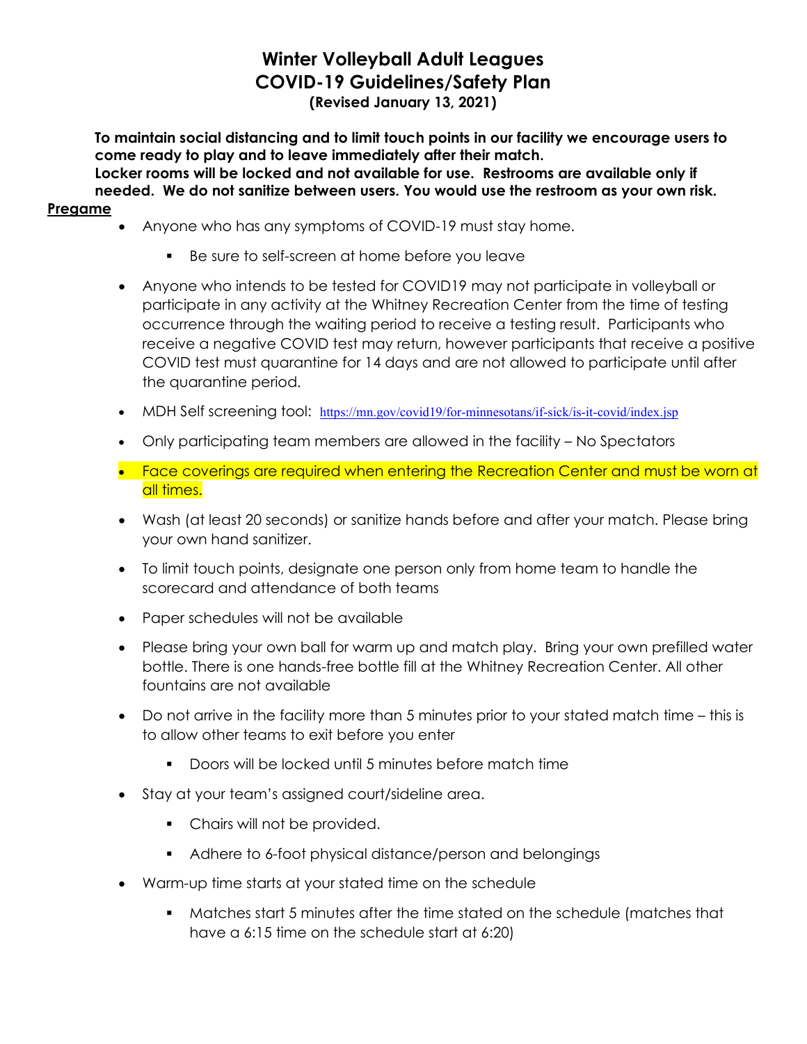# Winter Volleyball Adult Leagues
# COVID-19 Guidelines/Safety Plan
### (Revised January 13, 2021)

**To maintain social distancing and to limit touch points in our facility we encourage users to come ready to play and to leave immediately after their match.**
**Locker rooms will be locked and not available for use. Restrooms are available only if needed. We do not sanitize between users. You would use the restroom as your own risk.**

**Pregame**

- Anyone who has any symptoms of COVID-19 must stay home.
  - Be sure to self-screen at home before you leave
- Anyone who intends to be tested for COVID19 may not participate in volleyball or participate in any activity at the Whitney Recreation Center from the time of testing occurrence through the waiting period to receive a testing result. Participants who receive a negative COVID test may return, however participants that receive a positive COVID test must quarantine for 14 days and are not allowed to participate until after the quarantine period.
- MDH Self screening tool: https://mn.gov/covid19/for-minnesotans/if-sick/is-it-covid/index.jsp
- Only participating team members are allowed in the facility – No Spectators
- Face coverings are required when entering the Recreation Center and must be worn at all times.
- Wash (at least 20 seconds) or sanitize hands before and after your match. Please bring your own hand sanitizer.
- To limit touch points, designate one person only from home team to handle the scorecard and attendance of both teams
- Paper schedules will not be available
- Please bring your own ball for warm up and match play. Bring your own prefilled water bottle. There is one hands-free bottle fill at the Whitney Recreation Center. All other fountains are not available
- Do not arrive in the facility more than 5 minutes prior to your stated match time – this is to allow other teams to exit before you enter
  - Doors will be locked until 5 minutes before match time
- Stay at your team's assigned court/sideline area.
  - Chairs will not be provided.
  - Adhere to 6-foot physical distance/person and belongings
- Warm-up time starts at your stated time on the schedule
  - Matches start 5 minutes after the time stated on the schedule (matches that have a 6:15 time on the schedule start at 6:20)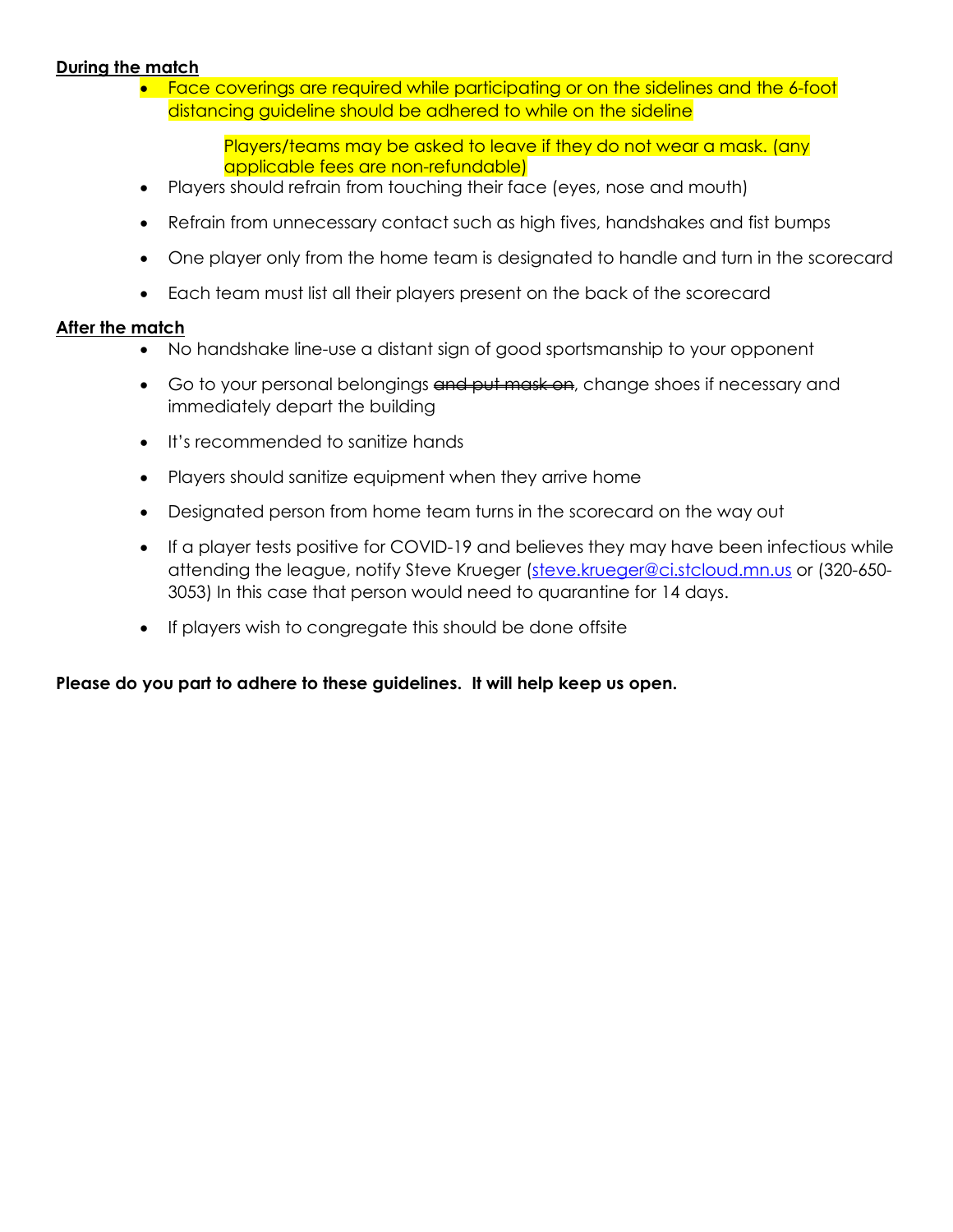**During the match**

- Face coverings are required while participating or on the sidelines and the 6-foot distancing guideline should be adhered to while on the sideline

  Players/teams may be asked to leave if they do not wear a mask. (any applicable fees are non-refundable)

- Players should refrain from touching their face (eyes, nose and mouth)
- Refrain from unnecessary contact such as high fives, handshakes and fist bumps
- One player only from the home team is designated to handle and turn in the scorecard
- Each team must list all their players present on the back of the scorecard

**After the match**

- No handshake line-use a distant sign of good sportsmanship to your opponent
- Go to your personal belongings ~~and put mask on~~, change shoes if necessary and immediately depart the building
- It's recommended to sanitize hands
- Players should sanitize equipment when they arrive home
- Designated person from home team turns in the scorecard on the way out
- If a player tests positive for COVID-19 and believes they may have been infectious while attending the league, notify Steve Krueger (steve.krueger@ci.stcloud.mn.us or (320-650-3053) In this case that person would need to quarantine for 14 days.
- If players wish to congregate this should be done offsite

**Please do you part to adhere to these guidelines. It will help keep us open.**